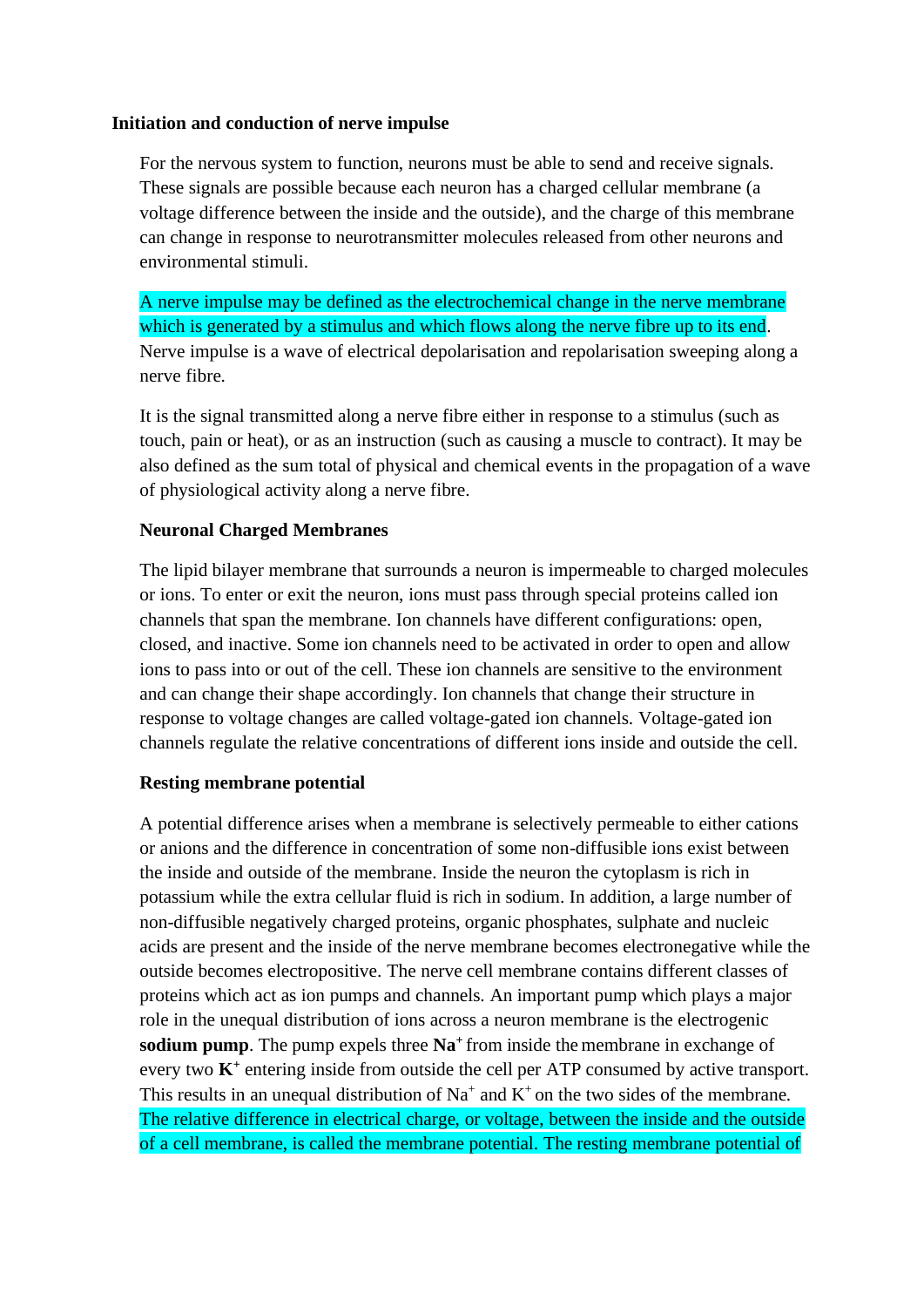**Initiation and conduction of nerve impulse**

For the nervous system to function, neurons must be able to send and receive signals. These signals are possible because each neuron has a charged cellular membrane (a voltage difference between the inside and the outside), and the charge of this membrane can change in response to neurotransmitter molecules released from other neurons and environmental stimuli.

A nerve impulse may be defined as the electrochemical change in the nerve membrane which is generated by a stimulus and which flows along the nerve fibre up to its end. Nerve impulse is a wave of electrical depolarisation and repolarisation sweeping along a nerve fibre.

It is the signal transmitted along a nerve fibre either in response to a stimulus (such as touch, pain or heat), or as an instruction (such as causing a muscle to contract). It may be also defined as the sum total of physical and chemical events in the propagation of a wave of physiological activity along a nerve fibre.

**Neuronal Charged Membranes**

The lipid bilayer membrane that surrounds a neuron is impermeable to charged molecules or ions. To enter or exit the neuron, ions must pass through special proteins called ion channels that span the membrane. Ion channels have different configurations: open, closed, and inactive. Some ion channels need to be activated in order to open and allow ions to pass into or out of the cell. These ion channels are sensitive to the environment and can change their shape accordingly. Ion channels that change their structure in response to voltage changes are called voltage-gated ion channels. Voltage-gated ion channels regulate the relative concentrations of different ions inside and outside the cell.

**Resting membrane potential**

A potential difference arises when a membrane is selectively permeable to either cations or anions and the difference in concentration of some non-diffusible ions exist between the inside and outside of the membrane. Inside the neuron the cytoplasm is rich in potassium while the extra cellular fluid is rich in sodium. In addition, a large number of non-diffusible negatively charged proteins, organic phosphates, sulphate and nucleic acids are present and the inside of the nerve membrane becomes electronegative while the outside becomes electropositive. The nerve cell membrane contains different classes of proteins which act as ion pumps and channels. An important pump which plays a major role in the unequal distribution of ions across a neuron membrane is the electrogenic **sodium pump**. The pump expels three $\mathbf{Na^+}$ from inside the membrane in exchange of every two $\mathbf{K^+}$ entering inside from outside the cell per ATP consumed by active transport. This results in an unequal distribution of $Na^+$ and $K^+$ on the two sides of the membrane. The relative difference in electrical charge, or voltage, between the inside and the outside of a cell membrane, is called the membrane potential. The resting membrane potential of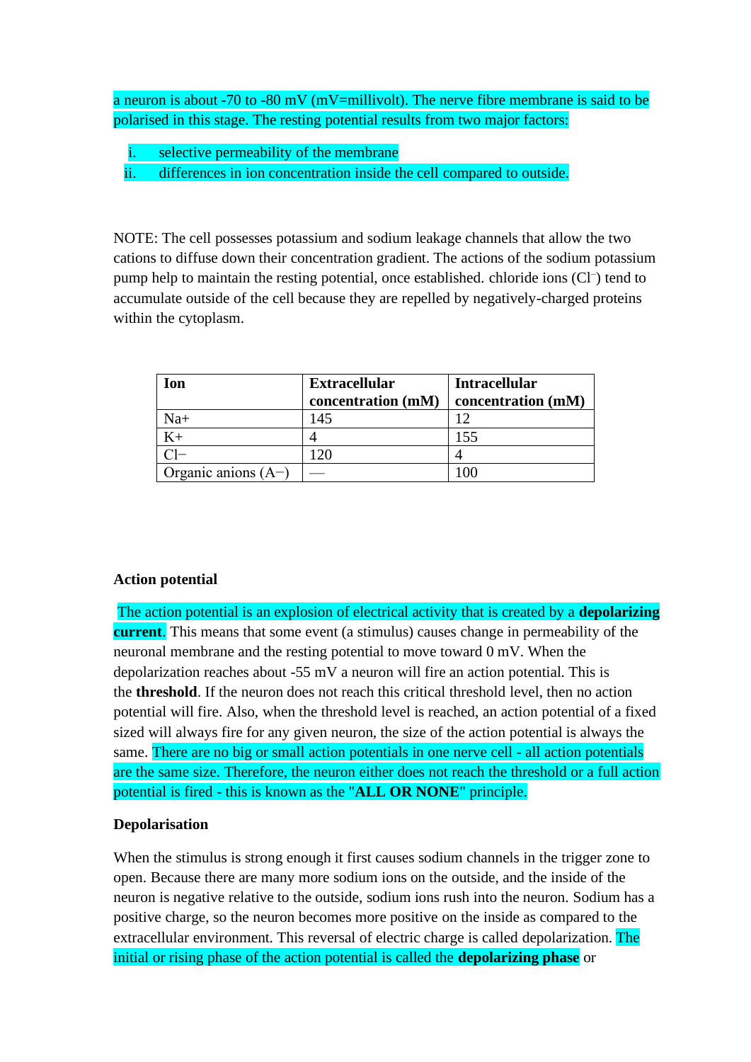a neuron is about -70 to -80 mV (mV=millivolt). The nerve fibre membrane is said to be polarised in this stage. The resting potential results from two major factors:

i. selective permeability of the membrane
ii. differences in ion concentration inside the cell compared to outside.

NOTE: The cell possesses potassium and sodium leakage channels that allow the two cations to diffuse down their concentration gradient. The actions of the sodium potassium pump help to maintain the resting potential, once established. chloride ions ($Cl^-$) tend to accumulate outside of the cell because they are repelled by negatively-charged proteins within the cytoplasm.

| Ion | Extracellular concentration (mM) | Intracellular concentration (mM) |
|---|---|---|
| $Na^+$ | 145 | 12 |
| $K^+$ | 4 | 155 |
| $Cl^-$ | 120 | 4 |
| Organic anions ($A^-$) | — | 100 |

**Action potential**

The action potential is an explosion of electrical activity that is created by a **depolarizing current**. This means that some event (a stimulus) causes change in permeability of the neuronal membrane and the resting potential to move toward 0 mV. When the depolarization reaches about -55 mV a neuron will fire an action potential. This is the **threshold**. If the neuron does not reach this critical threshold level, then no action potential will fire. Also, when the threshold level is reached, an action potential of a fixed sized will always fire for any given neuron, the size of the action potential is always the same. There are no big or small action potentials in one nerve cell - all action potentials are the same size. Therefore, the neuron either does not reach the threshold or a full action potential is fired - this is known as the "**ALL OR NONE**" principle.

**Depolarisation**

When the stimulus is strong enough it first causes sodium channels in the trigger zone to open. Because there are many more sodium ions on the outside, and the inside of the neuron is negative relative to the outside, sodium ions rush into the neuron. Sodium has a positive charge, so the neuron becomes more positive on the inside as compared to the extracellular environment. This reversal of electric charge is called depolarization. The initial or rising phase of the action potential is called the **depolarizing phase** or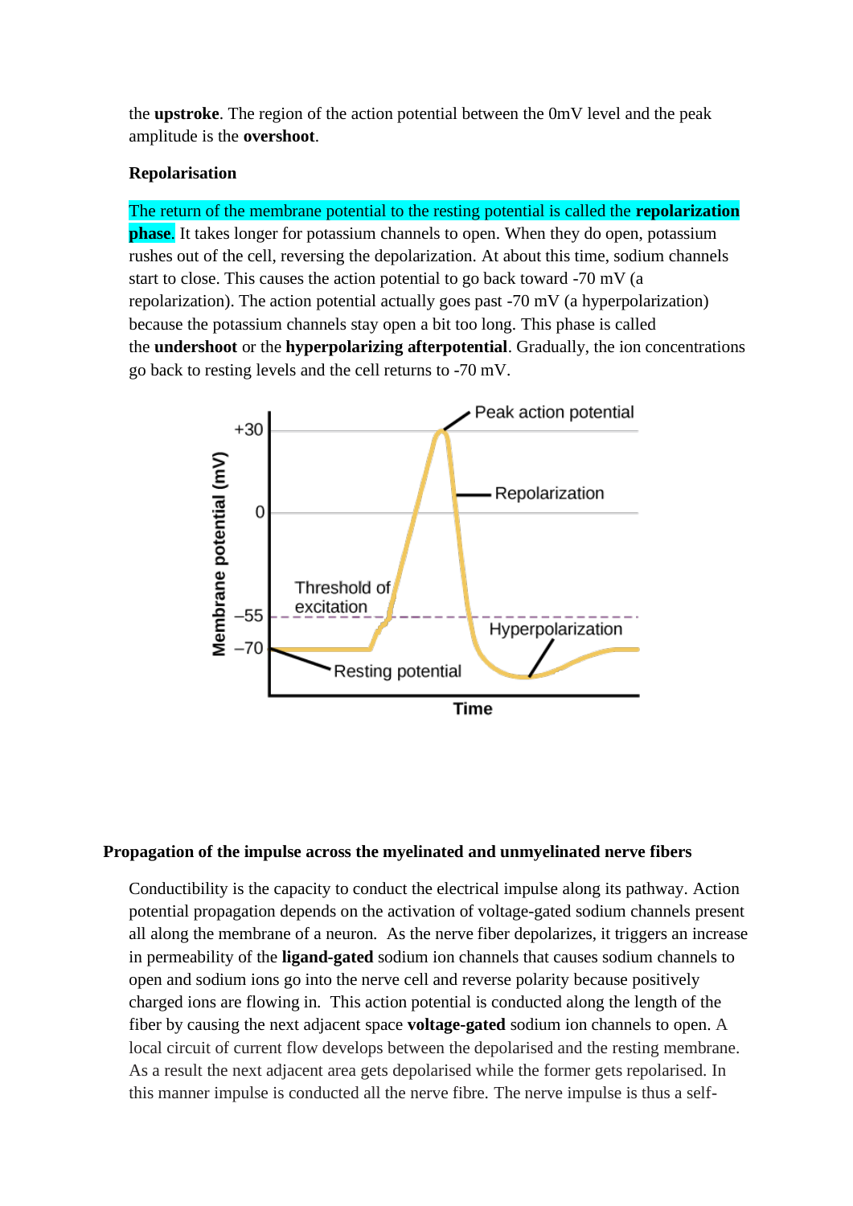the **upstroke**. The region of the action potential between the 0mV level and the peak amplitude is the **overshoot**.

**Repolarisation**

The return of the membrane potential to the resting potential is called the **repolarization phase**. It takes longer for potassium channels to open. When they do open, potassium rushes out of the cell, reversing the depolarization. At about this time, sodium channels start to close. This causes the action potential to go back toward -70 mV (a repolarization). The action potential actually goes past -70 mV (a hyperpolarization) because the potassium channels stay open a bit too long. This phase is called the **undershoot** or the **hyperpolarizing afterpotential**. Gradually, the ion concentrations go back to resting levels and the cell returns to -70 mV.

**Propagation of the impulse across the myelinated and unmyelinated nerve fibers**

Conductibility is the capacity to conduct the electrical impulse along its pathway. Action potential propagation depends on the activation of voltage-gated sodium channels present all along the membrane of a neuron. As the nerve fiber depolarizes, it triggers an increase in permeability of the **ligand-gated** sodium ion channels that causes sodium channels to open and sodium ions go into the nerve cell and reverse polarity because positively charged ions are flowing in. This action potential is conducted along the length of the fiber by causing the next adjacent space **voltage-gated** sodium ion channels to open. A local circuit of current flow develops between the depolarised and the resting membrane. As a result the next adjacent area gets depolarised while the former gets repolarised. In this manner impulse is conducted all the nerve fibre. The nerve impulse is thus a self-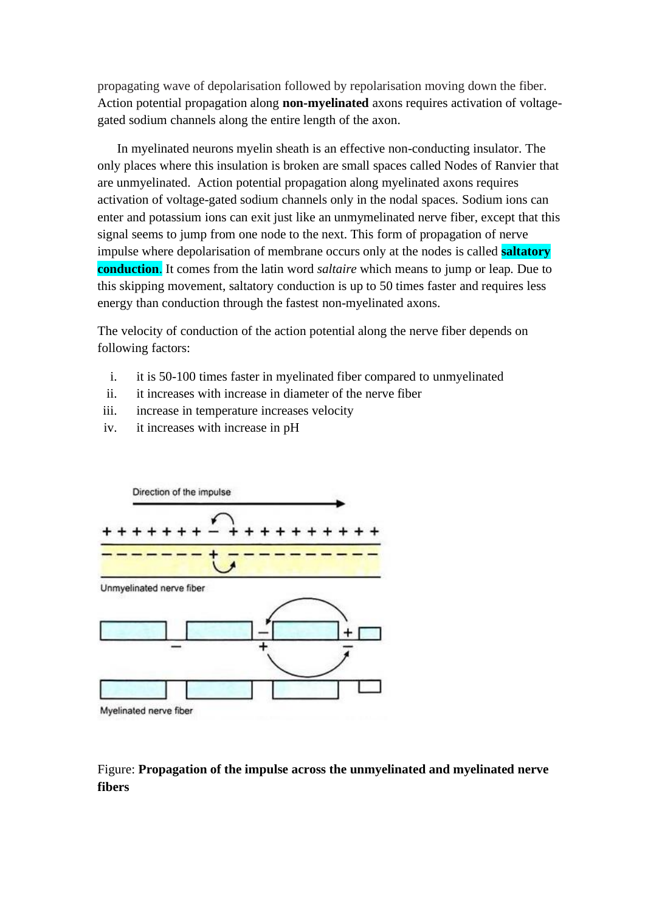propagating wave of depolarisation followed by repolarisation moving down the fiber. Action potential propagation along **non-myelinated** axons requires activation of voltage-gated sodium channels along the entire length of the axon.

In myelinated neurons myelin sheath is an effective non-conducting insulator. The only places where this insulation is broken are small spaces called Nodes of Ranvier that are unmyelinated. Action potential propagation along myelinated axons requires activation of voltage-gated sodium channels only in the nodal spaces. Sodium ions can enter and potassium ions can exit just like an unmymelinated nerve fiber, except that this signal seems to jump from one node to the next. This form of propagation of nerve impulse where depolarisation of membrane occurs only at the nodes is called **saltatory conduction**. It comes from the latin word *saltaire* which means to jump or leap. Due to this skipping movement, saltatory conduction is up to 50 times faster and requires less energy than conduction through the fastest non-myelinated axons.

The velocity of conduction of the action potential along the nerve fiber depends on following factors:

i. it is 50-100 times faster in myelinated fiber compared to unmyelinated
ii. it increases with increase in diameter of the nerve fiber
iii. increase in temperature increases velocity
iv. it increases with increase in pH

Direction of the impulse

Unmyelinated nerve fiber

Myelinated nerve fiber

Figure: **Propagation of the impulse across the unmyelinated and myelinated nerve fibers**